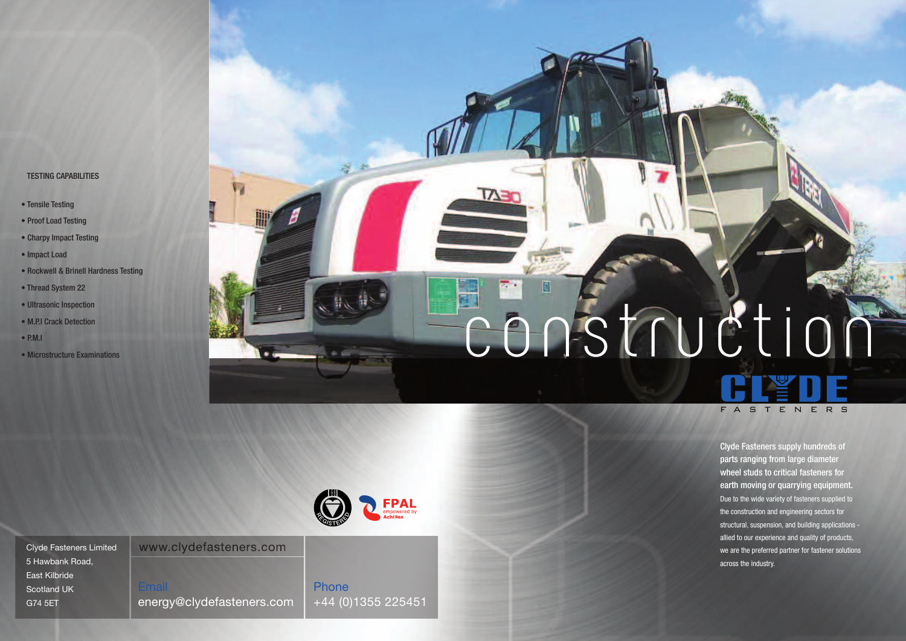## TESTING CAPABILITIES

- Tensile Testing
- Proof Load Testing
- Charpy Impact Testing
- Impact Load
- Rockwell & Brinell Hardness Testing
- Thread System 22
- Ultrasonic Inspection
- M.P.I Crack Detection
- P.M.I
- Microstructure Examinations

# construction

**CLYDE FASTENERS**

**Clyde Fasteners supply hundreds of parts ranging from large diameter wheel studs to critical fasteners for earth moving or quarrying equipment.**

Due to the wide variety of fasteners supplied to the construction and engineering sectors for structural, suspension, and building applications - allied to our experience and quality of products, we are the preferred partner for fastener solutions across the industry.

Clyde Fasteners Limited
5 Hawbank Road,
East Kilbride
Scotland UK
G74 5ET

www.clydefasteners.com

Email
energy@clydefasteners.com

Phone
+44 (0)1355 225451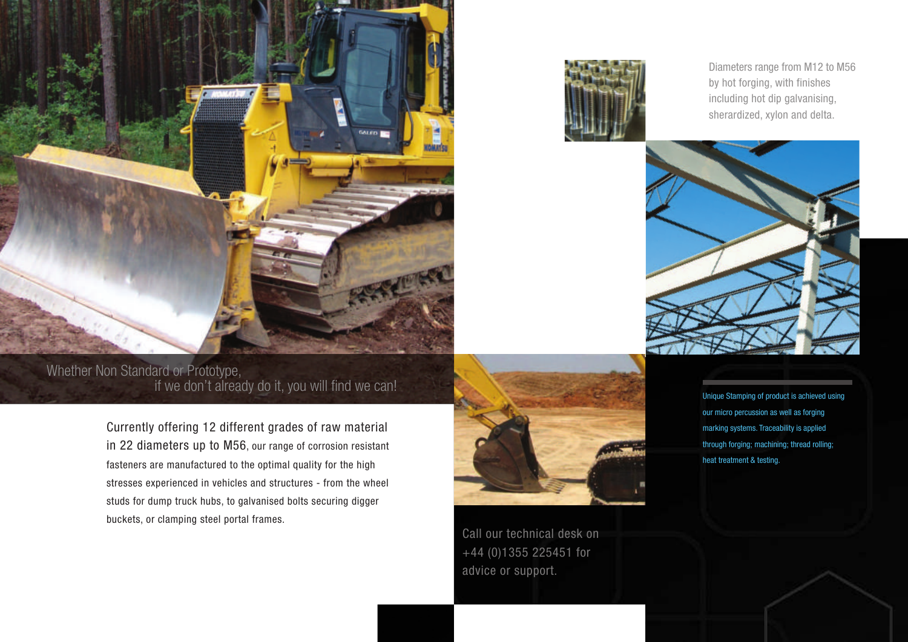Diameters range from M12 to M56 by hot forging, with finishes including hot dip galvanising, sherardized, xylon and delta.

Whether Non Standard or Prototype,
if we don't already do it, you will find we can!

Currently offering 12 different grades of raw material in 22 diameters up to M56, our range of corrosion resistant fasteners are manufactured to the optimal quality for the high stresses experienced in vehicles and structures - from the wheel studs for dump truck hubs, to galvanised bolts securing digger buckets, or clamping steel portal frames.

Unique Stamping of product is achieved using our micro percussion as well as forging marking systems. Traceability is applied through forging; machining; thread rolling; heat treatment & testing.

Call our technical desk on +44 (0)1355 225451 for advice or support.